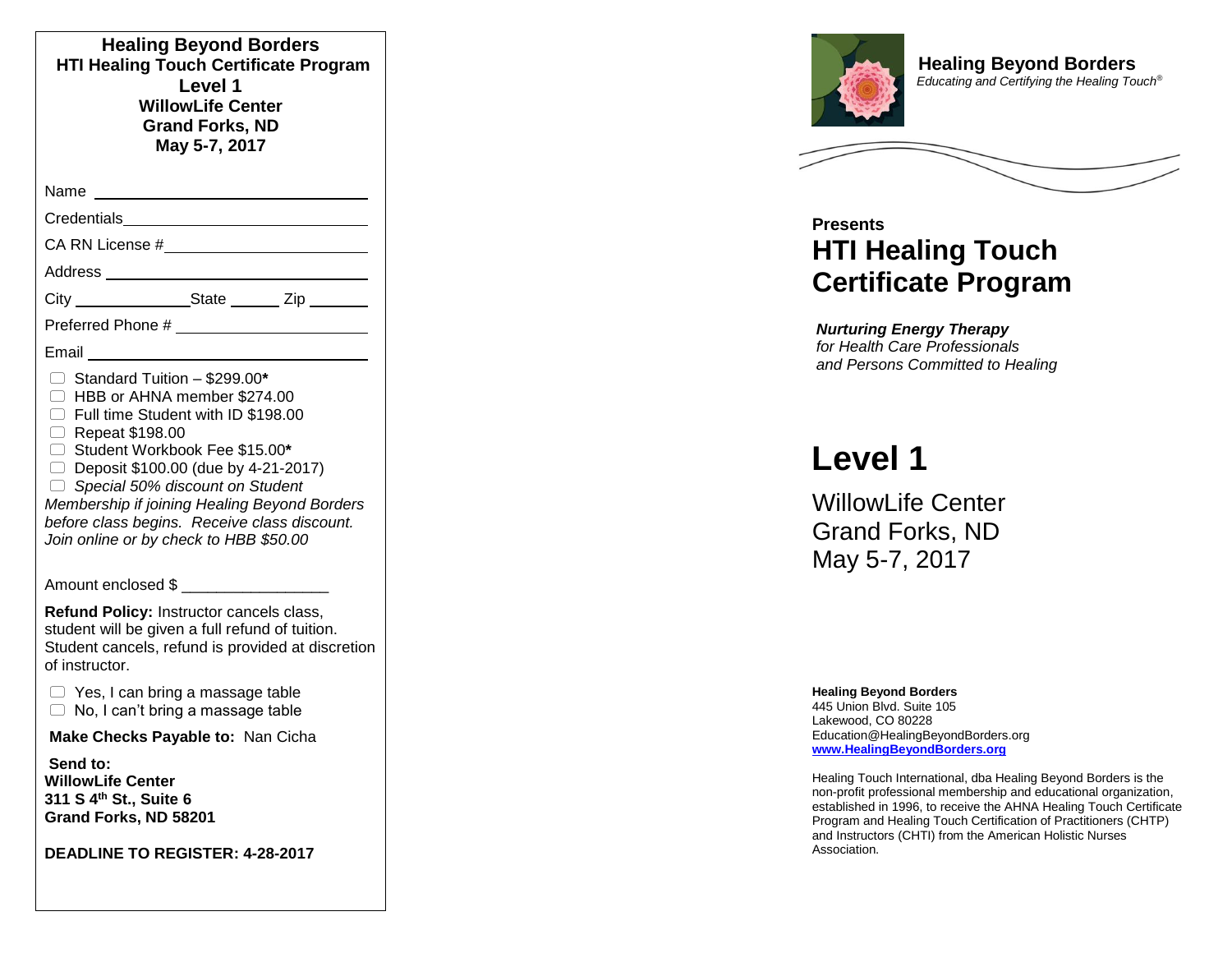# Healing Beyond Borders
## HTI Healing Touch Certificate Program
### Level 1
**WillowLife Center**
**Grand Forks, ND**
**May 5-7, 2017**

Name ______________________________

Credentials__________________________

CA RN License #______________________

Address ____________________________

City _____________State ______ Zip _______

Preferred Phone # ____________________

Email ______________________________

- ☐ Standard Tuition – $299.00**\***
- ☐ HBB or AHNA member $274.00
- ☐ Full time Student with ID $198.00
- ☐ Repeat $198.00
- ☐ Student Workbook Fee $15.00**\***
- ☐ Deposit $100.00 (due by 4-21-2017)
- ☐ *Special 50% discount on Student Membership if joining Healing Beyond Borders before class begins. Receive class discount. Join online or by check to HBB $50.00*

Amount enclosed $ ________________

**Refund Policy:** Instructor cancels class, student will be given a full refund of tuition. Student cancels, refund is provided at discretion of instructor.

- ☐ Yes, I can bring a massage table
- ☐ No, I can't bring a massage table

**Make Checks Payable to:** Nan Cicha

**Send to:**
**WillowLife Center**
**311 S 4th St., Suite 6**
**Grand Forks, ND 58201**

**DEADLINE TO REGISTER: 4-28-2017**

---

**Healing Beyond Borders**
*Educating and Certifying the Healing Touch®*

**Presents**

# HTI Healing Touch Certificate Program

***Nurturing Energy Therapy***
*for Health Care Professionals*
*and Persons Committed to Healing*

# Level 1

WillowLife Center
Grand Forks, ND
May 5-7, 2017

**Healing Beyond Borders**
445 Union Blvd. Suite 105
Lakewood, CO 80228
Education@HealingBeyondBorders.org
**www.HealingBeyondBorders.org**

Healing Touch International, dba Healing Beyond Borders is the non-profit professional membership and educational organization, established in 1996, to receive the AHNA Healing Touch Certificate Program and Healing Touch Certification of Practitioners (CHTP) and Instructors (CHTI) from the American Holistic Nurses Association.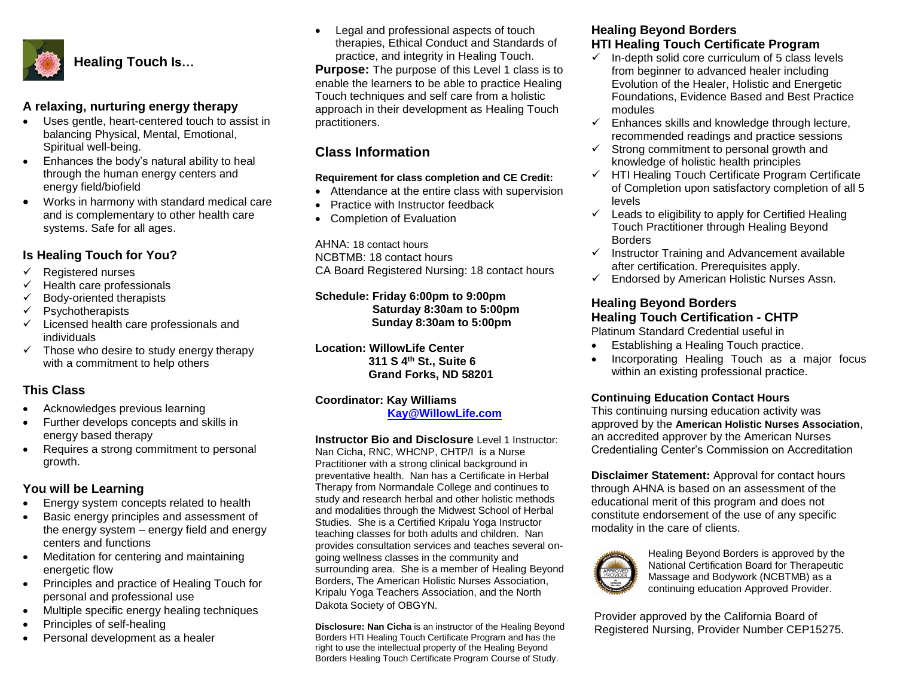## Healing Touch Is…

### A relaxing, nurturing energy therapy

- Uses gentle, heart-centered touch to assist in balancing Physical, Mental, Emotional, Spiritual well-being.
- Enhances the body's natural ability to heal through the human energy centers and energy field/biofield
- Works in harmony with standard medical care and is complementary to other health care systems. Safe for all ages.

### Is Healing Touch for You?

- ✓ Registered nurses
- ✓ Health care professionals
- ✓ Body-oriented therapists
- ✓ Psychotherapists
- ✓ Licensed health care professionals and individuals
- ✓ Those who desire to study energy therapy with a commitment to help others

### This Class

- Acknowledges previous learning
- Further develops concepts and skills in energy based therapy
- Requires a strong commitment to personal growth.

### You will be Learning

- Energy system concepts related to health
- Basic energy principles and assessment of the energy system – energy field and energy centers and functions
- Meditation for centering and maintaining energetic flow
- Principles and practice of Healing Touch for personal and professional use
- Multiple specific energy healing techniques
- Principles of self-healing
- Personal development as a healer
- Legal and professional aspects of touch therapies, Ethical Conduct and Standards of practice, and integrity in Healing Touch.

**Purpose:** The purpose of this Level 1 class is to enable the learners to be able to practice Healing Touch techniques and self care from a holistic approach in their development as Healing Touch practitioners.

## Class Information

**Requirement for class completion and CE Credit:**

- Attendance at the entire class with supervision
- Practice with Instructor feedback
- Completion of Evaluation

AHNA: 18 contact hours
NCBTMB: 18 contact hours
CA Board Registered Nursing: 18 contact hours

**Schedule: Friday 6:00pm to 9:00pm**
**Saturday 8:30am to 5:00pm**
**Sunday 8:30am to 5:00pm**

**Location: WillowLife Center**
**311 S 4th St., Suite 6**
**Grand Forks, ND 58201**

**Coordinator: Kay Williams**
**Kay@WillowLife.com**

**Instructor Bio and Disclosure** Level 1 Instructor: Nan Cicha, RNC, WHCNP, CHTP/I is a Nurse Practitioner with a strong clinical background in preventative health. Nan has a Certificate in Herbal Therapy from Normandale College and continues to study and research herbal and other holistic methods and modalities through the Midwest School of Herbal Studies. She is a Certified Kripalu Yoga Instructor teaching classes for both adults and children. Nan provides consultation services and teaches several on-going wellness classes in the community and surrounding area. She is a member of Healing Beyond Borders, The American Holistic Nurses Association, Kripalu Yoga Teachers Association, and the North Dakota Society of OBGYN.

**Disclosure: Nan Cicha** is an instructor of the Healing Beyond Borders HTI Healing Touch Certificate Program and has the right to use the intellectual property of the Healing Beyond Borders Healing Touch Certificate Program Course of Study.

### Healing Beyond Borders
### HTI Healing Touch Certificate Program

- ✓ In-depth solid core curriculum of 5 class levels from beginner to advanced healer including Evolution of the Healer, Holistic and Energetic Foundations, Evidence Based and Best Practice modules
- ✓ Enhances skills and knowledge through lecture, recommended readings and practice sessions
- ✓ Strong commitment to personal growth and knowledge of holistic health principles
- ✓ HTI Healing Touch Certificate Program Certificate of Completion upon satisfactory completion of all 5 levels
- ✓ Leads to eligibility to apply for Certified Healing Touch Practitioner through Healing Beyond Borders
- ✓ Instructor Training and Advancement available after certification. Prerequisites apply.
- ✓ Endorsed by American Holistic Nurses Assn.

### Healing Beyond Borders
### Healing Touch Certification - CHTP

Platinum Standard Credential useful in

- Establishing a Healing Touch practice.
- Incorporating Healing Touch as a major focus within an existing professional practice.

**Continuing Education Contact Hours**

This continuing nursing education activity was approved by the **American Holistic Nurses Association**, an accredited approver by the American Nurses Credentialing Center's Commission on Accreditation

**Disclaimer Statement:** Approval for contact hours through AHNA is based on an assessment of the educational merit of this program and does not constitute endorsement of the use of any specific modality in the care of clients.

Healing Beyond Borders is approved by the National Certification Board for Therapeutic Massage and Bodywork (NCBTMB) as a continuing education Approved Provider.

Provider approved by the California Board of Registered Nursing, Provider Number CEP15275.